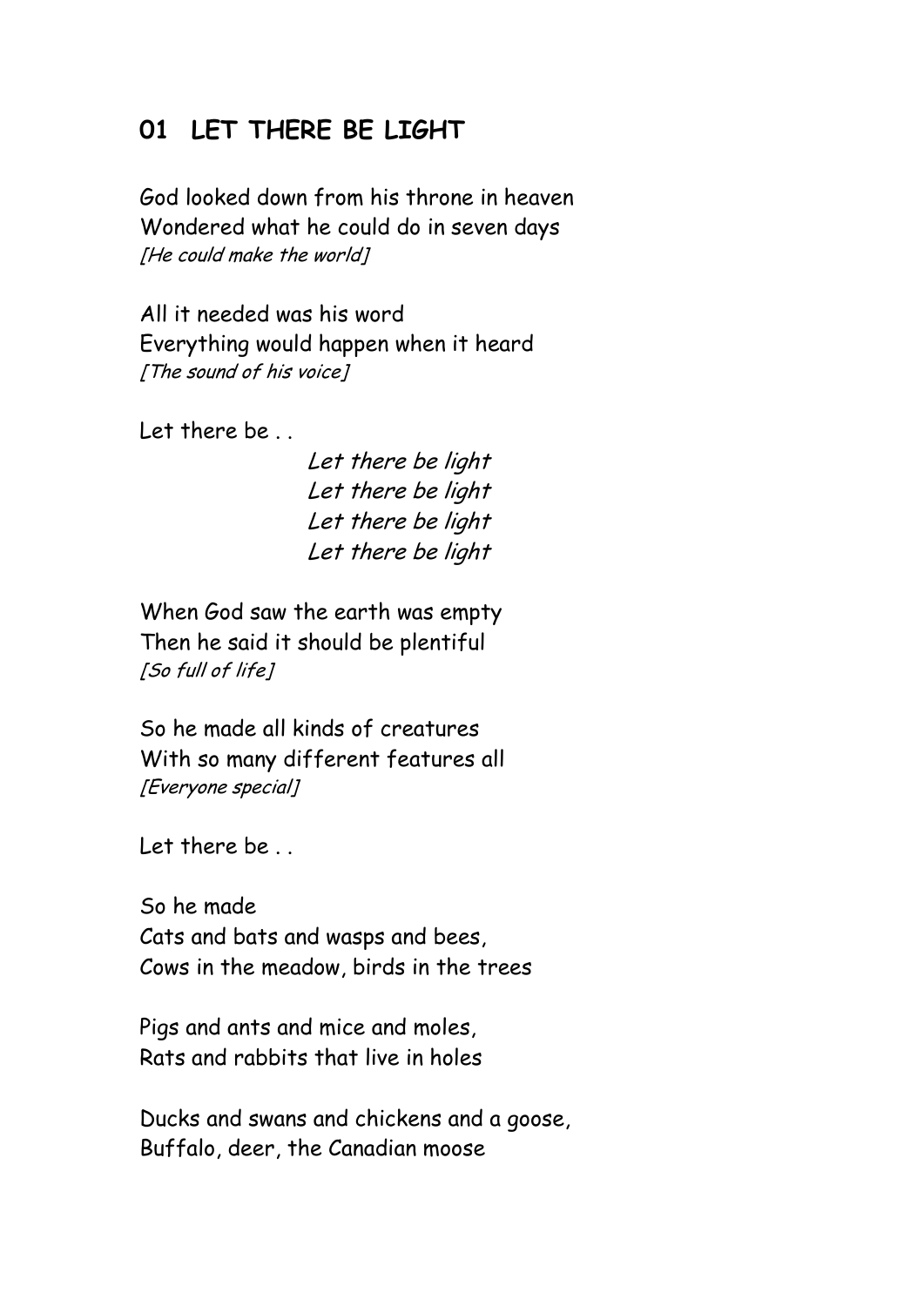## 01 LET THERE BE LIGHT

God looked down from his throne in heaven  
Wondered what he could do in seven days  
*[He could make the world]*

All it needed was his word  
Everything would happen when it heard  
*[The sound of his voice]*

Let there be . .

*Let there be light*  
*Let there be light*  
*Let there be light*  
*Let there be light*

When God saw the earth was empty  
Then he said it should be plentiful  
*[So full of life]*

So he made all kinds of creatures  
With so many different features all  
*[Everyone special]*

Let there be . .

So he made  
Cats and bats and wasps and bees,  
Cows in the meadow, birds in the trees

Pigs and ants and mice and moles,  
Rats and rabbits that live in holes

Ducks and swans and chickens and a goose,  
Buffalo, deer, the Canadian moose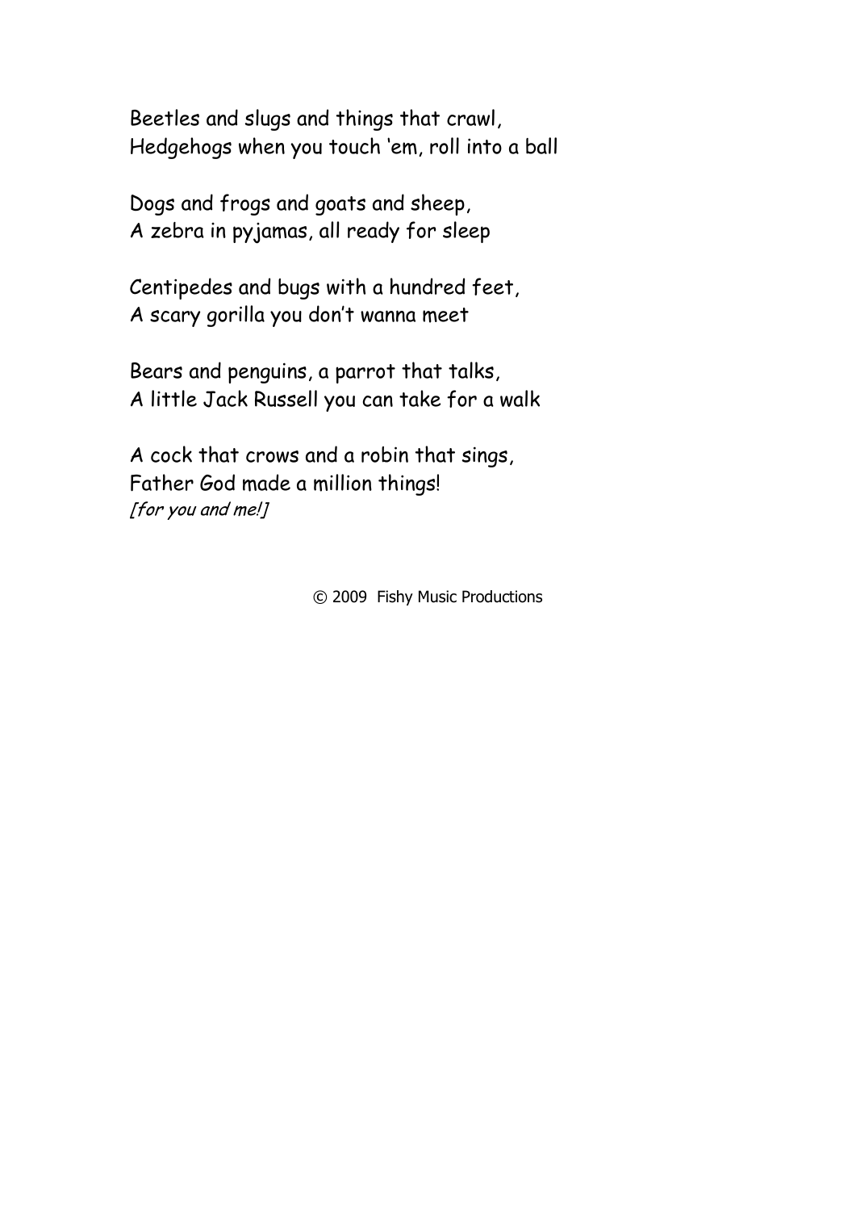Beetles and slugs and things that crawl,  
Hedgehogs when you touch 'em, roll into a ball

Dogs and frogs and goats and sheep,  
A zebra in pyjamas, all ready for sleep

Centipedes and bugs with a hundred feet,  
A scary gorilla you don't wanna meet

Bears and penguins, a parrot that talks,  
A little Jack Russell you can take for a walk

A cock that crows and a robin that sings,  
Father God made a million things!  
*[for you and me!]*

© 2009 Fishy Music Productions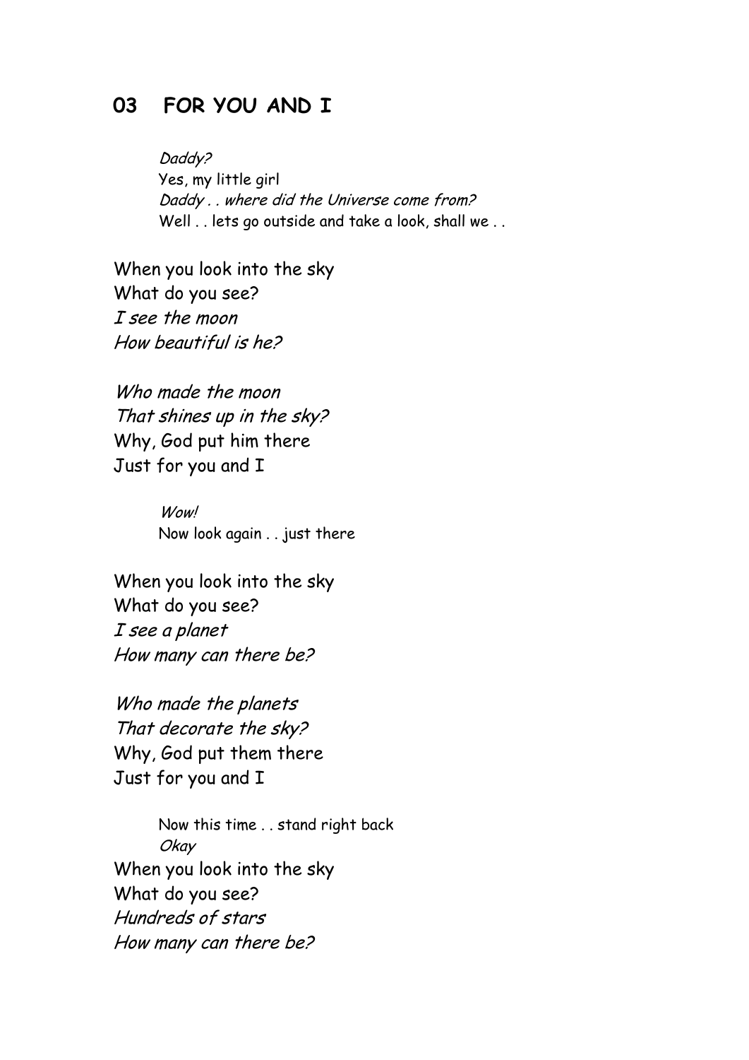## 03 FOR YOU AND I

> *Daddy?*
> Yes, my little girl
> *Daddy . . where did the Universe come from?*
> Well . . lets go outside and take a look, shall we . .

When you look into the sky
What do you see?
*I see the moon*
*How beautiful is he?*

*Who made the moon*
*That shines up in the sky?*
Why, God put him there
Just for you and I

> *Wow!*
> Now look again . . just there

When you look into the sky
What do you see?
*I see a planet*
*How many can there be?*

*Who made the planets*
*That decorate the sky?*
Why, God put them there
Just for you and I

> Now this time . . stand right back
> *Okay*

When you look into the sky
What do you see?
*Hundreds of stars*
*How many can there be?*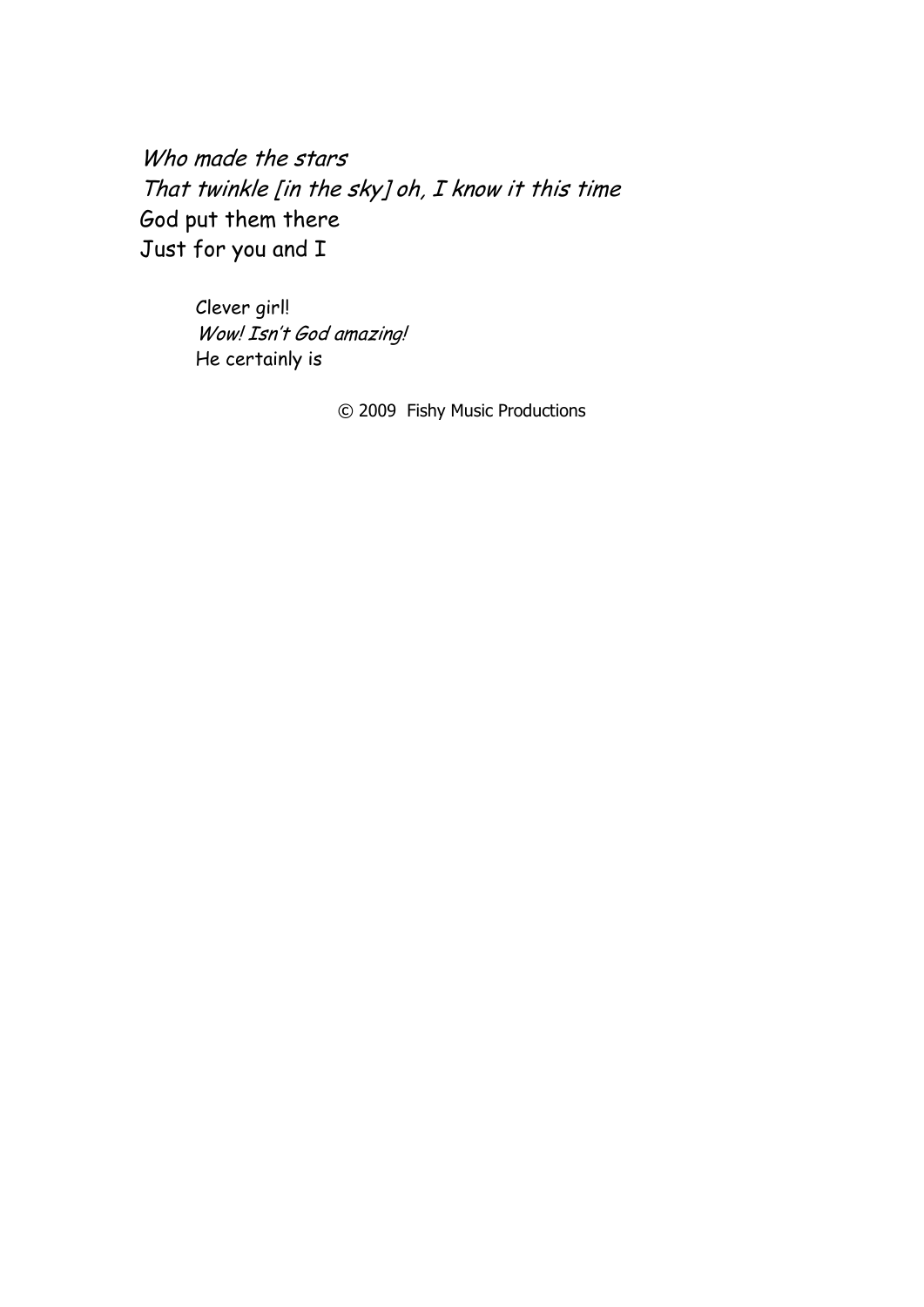*Who made the stars*  
*That twinkle [in the sky] oh, I know it this time*  
God put them there  
Just for you and I

Clever girl!  
*Wow! Isn't God amazing!*  
He certainly is

© 2009 Fishy Music Productions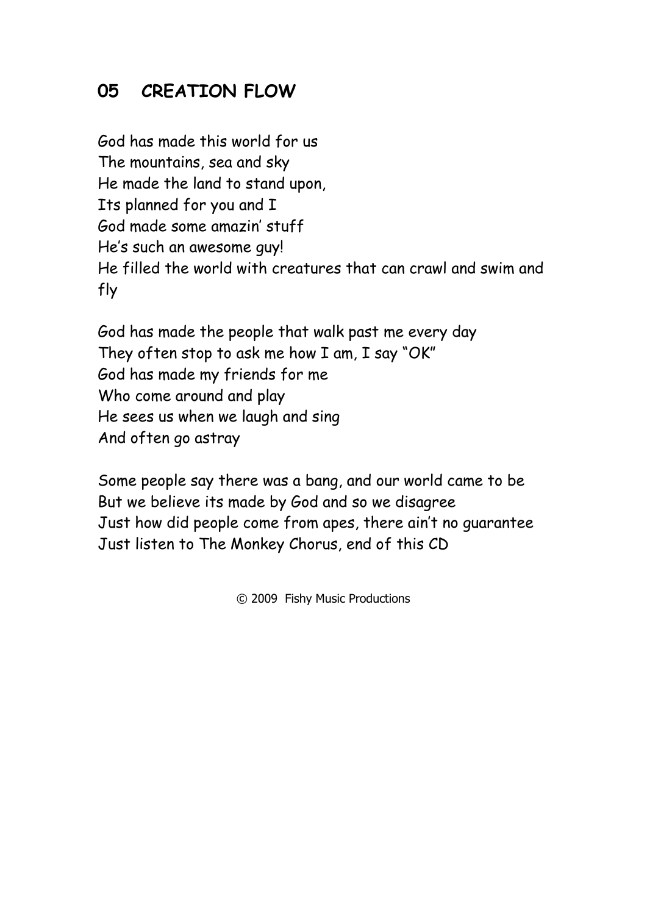## 05 CREATION FLOW

God has made this world for us  
The mountains, sea and sky  
He made the land to stand upon,  
Its planned for you and I  
God made some amazin' stuff  
He's such an awesome guy!  
He filled the world with creatures that can crawl and swim and fly

God has made the people that walk past me every day  
They often stop to ask me how I am, I say "OK"  
God has made my friends for me  
Who come around and play  
He sees us when we laugh and sing  
And often go astray

Some people say there was a bang, and our world came to be  
But we believe its made by God and so we disagree  
Just how did people come from apes, there ain't no guarantee  
Just listen to The Monkey Chorus, end of this CD

© 2009 Fishy Music Productions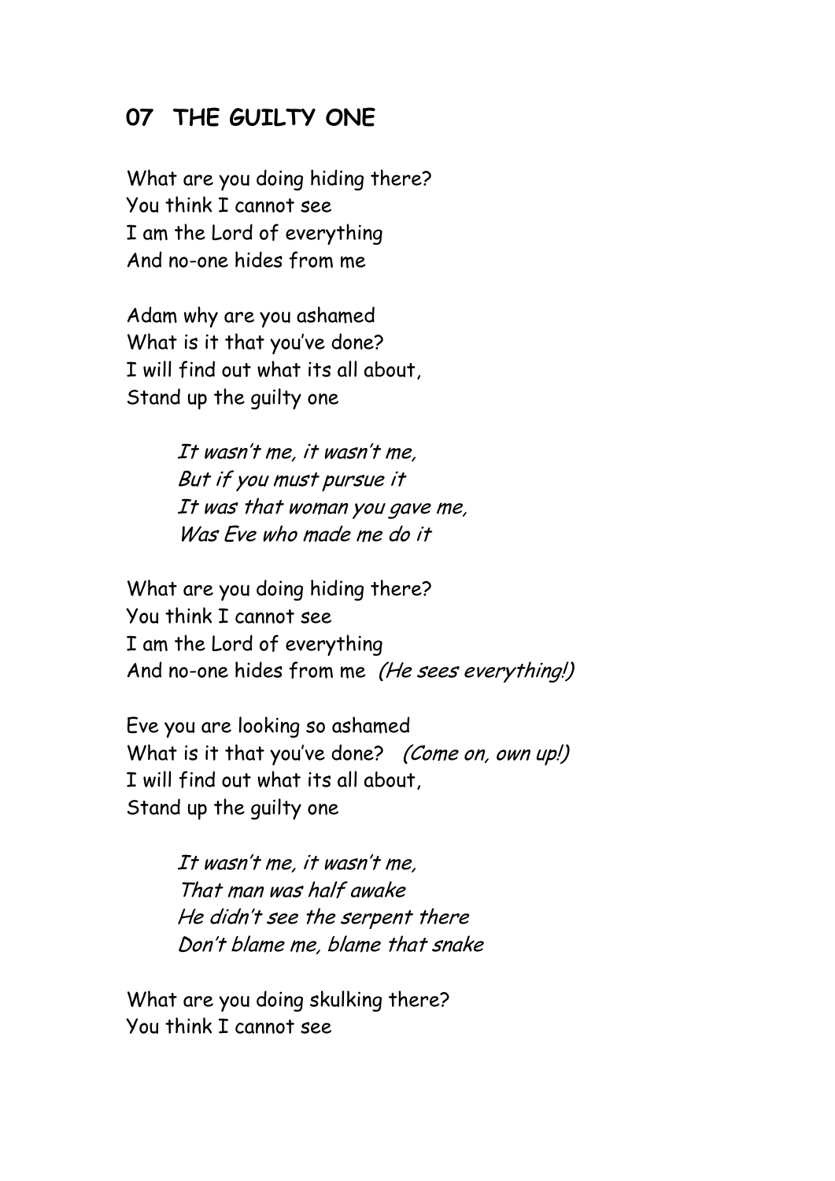## 07 THE GUILTY ONE

What are you doing hiding there?  
You think I cannot see  
I am the Lord of everything  
And no-one hides from me

Adam why are you ashamed  
What is it that you've done?  
I will find out what its all about,  
Stand up the guilty one

> *It wasn't me, it wasn't me,*  
> *But if you must pursue it*  
> *It was that woman you gave me,*  
> *Was Eve who made me do it*

What are you doing hiding there?  
You think I cannot see  
I am the Lord of everything  
And no-one hides from me *(He sees everything!)*

Eve you are looking so ashamed  
What is it that you've done? *(Come on, own up!)*  
I will find out what its all about,  
Stand up the guilty one

> *It wasn't me, it wasn't me,*  
> *That man was half awake*  
> *He didn't see the serpent there*  
> *Don't blame me, blame that snake*

What are you doing skulking there?  
You think I cannot see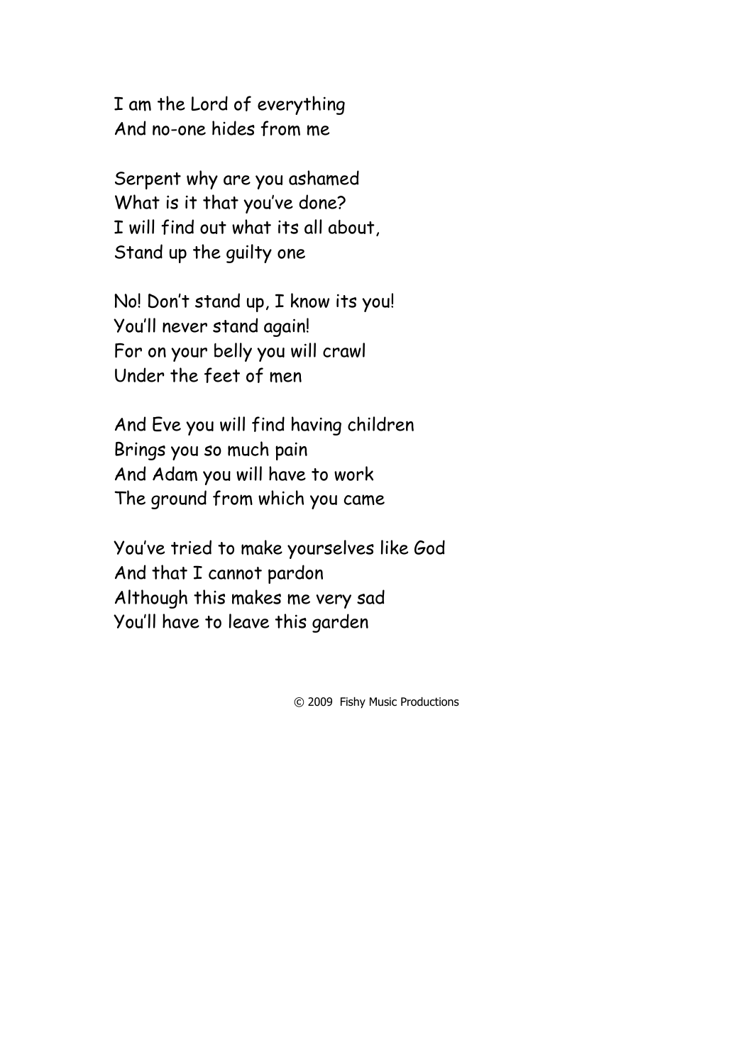I am the Lord of everything
And no-one hides from me

Serpent why are you ashamed
What is it that you've done?
I will find out what its all about,
Stand up the guilty one

No! Don't stand up, I know its you!
You'll never stand again!
For on your belly you will crawl
Under the feet of men

And Eve you will find having children
Brings you so much pain
And Adam you will have to work
The ground from which you came

You've tried to make yourselves like God
And that I cannot pardon
Although this makes me very sad
You'll have to leave this garden

© 2009 Fishy Music Productions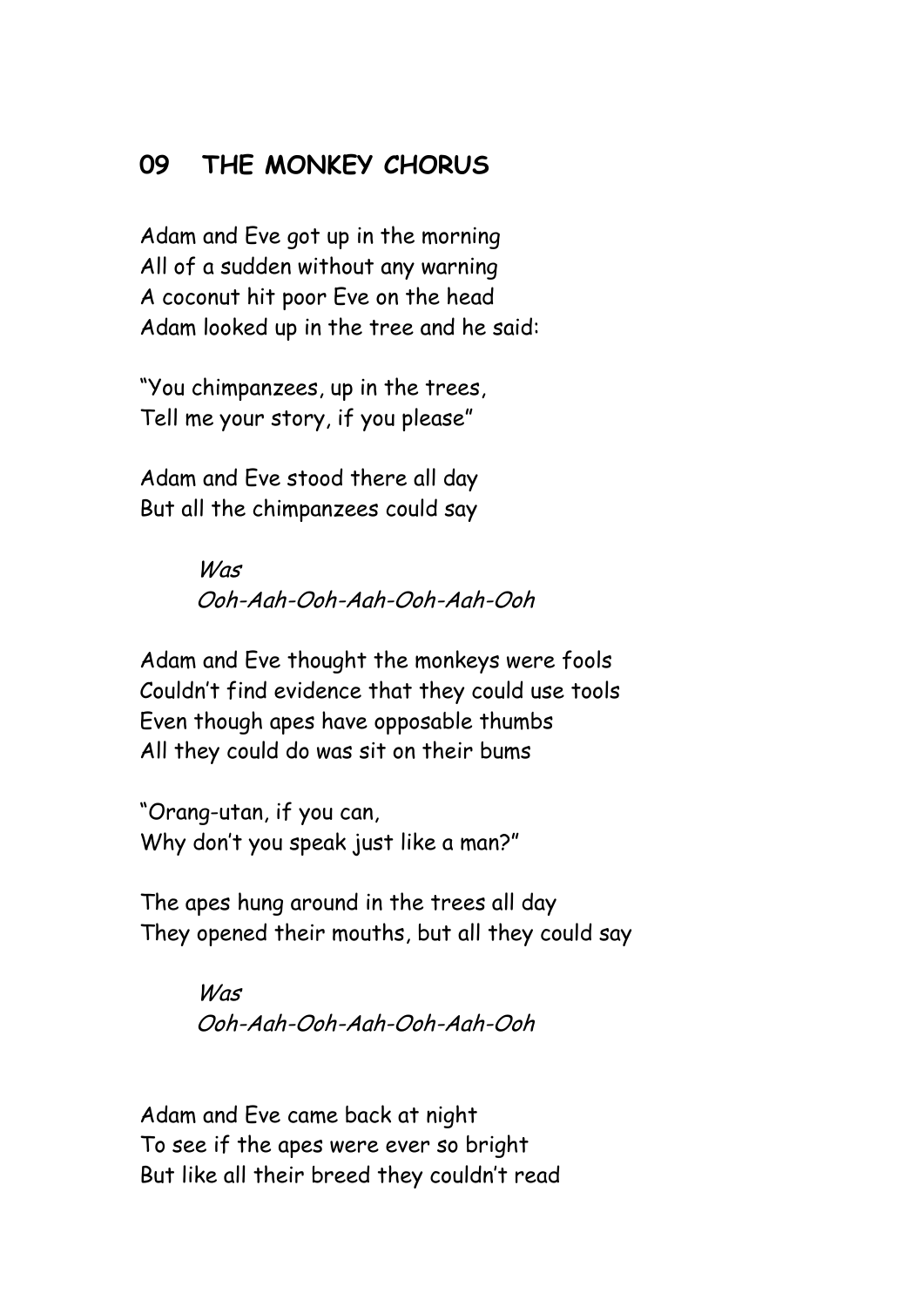## 09 THE MONKEY CHORUS

Adam and Eve got up in the morning
All of a sudden without any warning
A coconut hit poor Eve on the head
Adam looked up in the tree and he said:

"You chimpanzees, up in the trees,
Tell me your story, if you please"

Adam and Eve stood there all day
But all the chimpanzees could say

> *Was*
> *Ooh-Aah-Ooh-Aah-Ooh-Aah-Ooh*

Adam and Eve thought the monkeys were fools
Couldn't find evidence that they could use tools
Even though apes have opposable thumbs
All they could do was sit on their bums

"Orang-utan, if you can,
Why don't you speak just like a man?"

The apes hung around in the trees all day
They opened their mouths, but all they could say

> *Was*
> *Ooh-Aah-Ooh-Aah-Ooh-Aah-Ooh*

Adam and Eve came back at night
To see if the apes were ever so bright
But like all their breed they couldn't read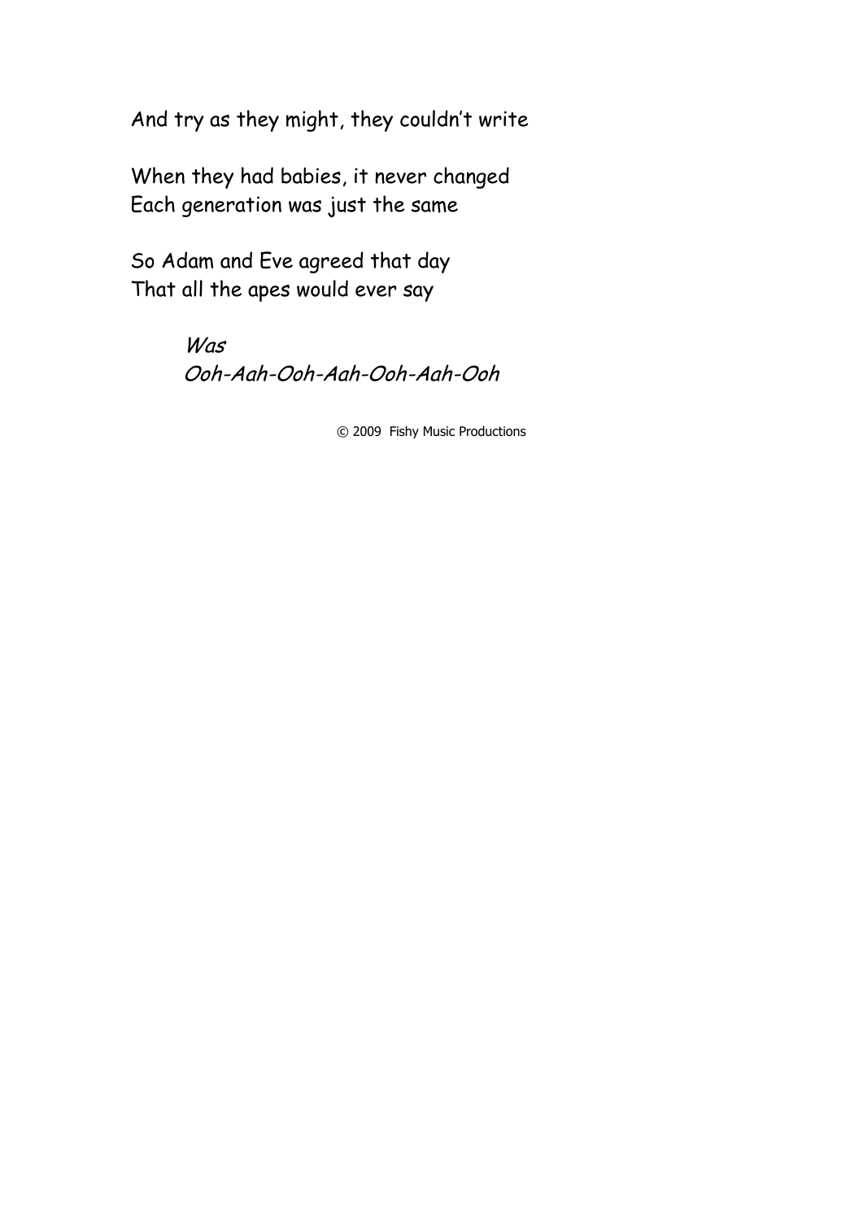And try as they might, they couldn't write

When they had babies, it never changed
Each generation was just the same

So Adam and Eve agreed that day
That all the apes would ever say

*Was*
*Ooh-Aah-Ooh-Aah-Ooh-Aah-Ooh*

© 2009 Fishy Music Productions